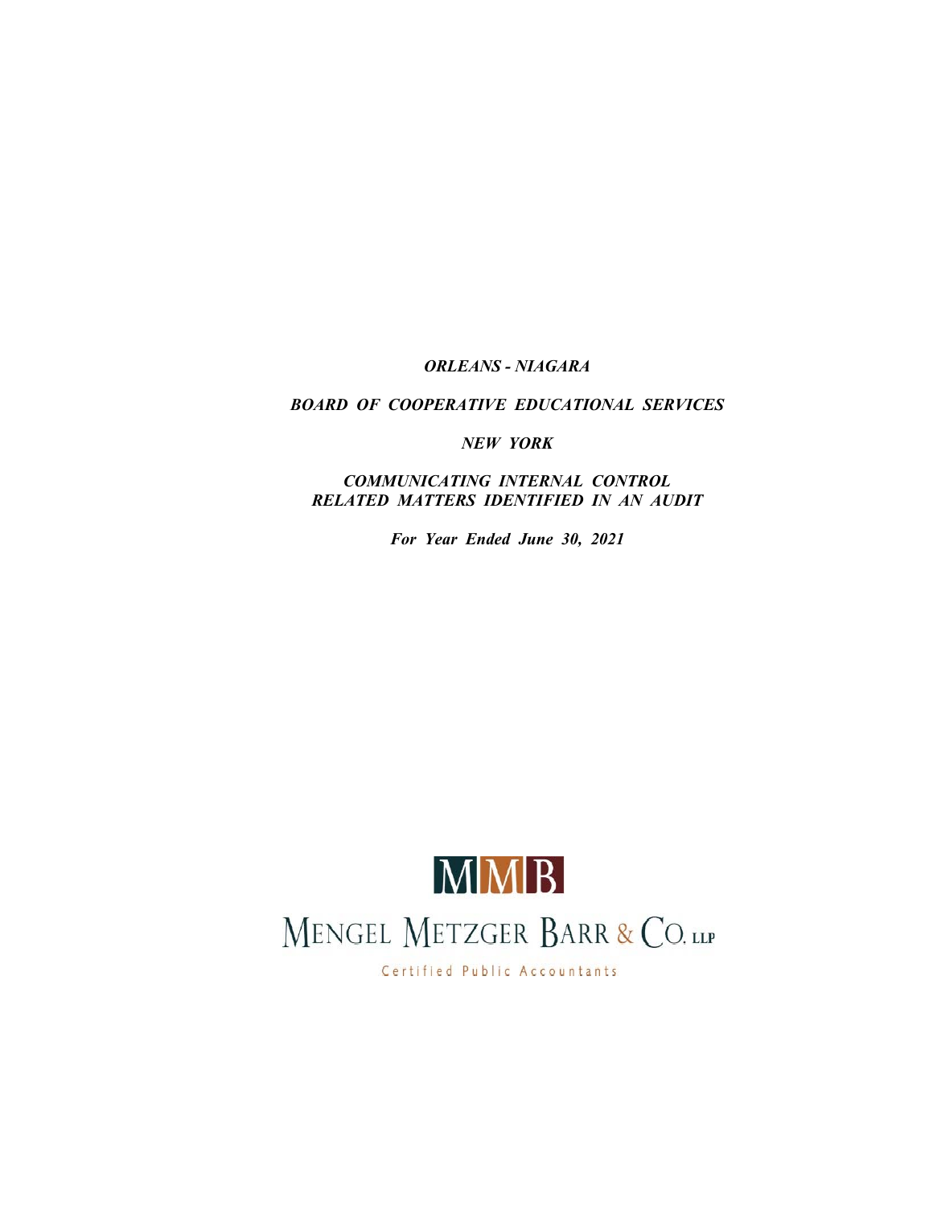***ORLEANS - NIAGARA***

***BOARD OF COOPERATIVE EDUCATIONAL SERVICES***

***NEW YORK***

***COMMUNICATING INTERNAL CONTROL RELATED MATTERS IDENTIFIED IN AN AUDIT***

***For Year Ended June 30, 2021***

MMB

MENGEL METZGER BARR & CO. LLP

Certified Public Accountants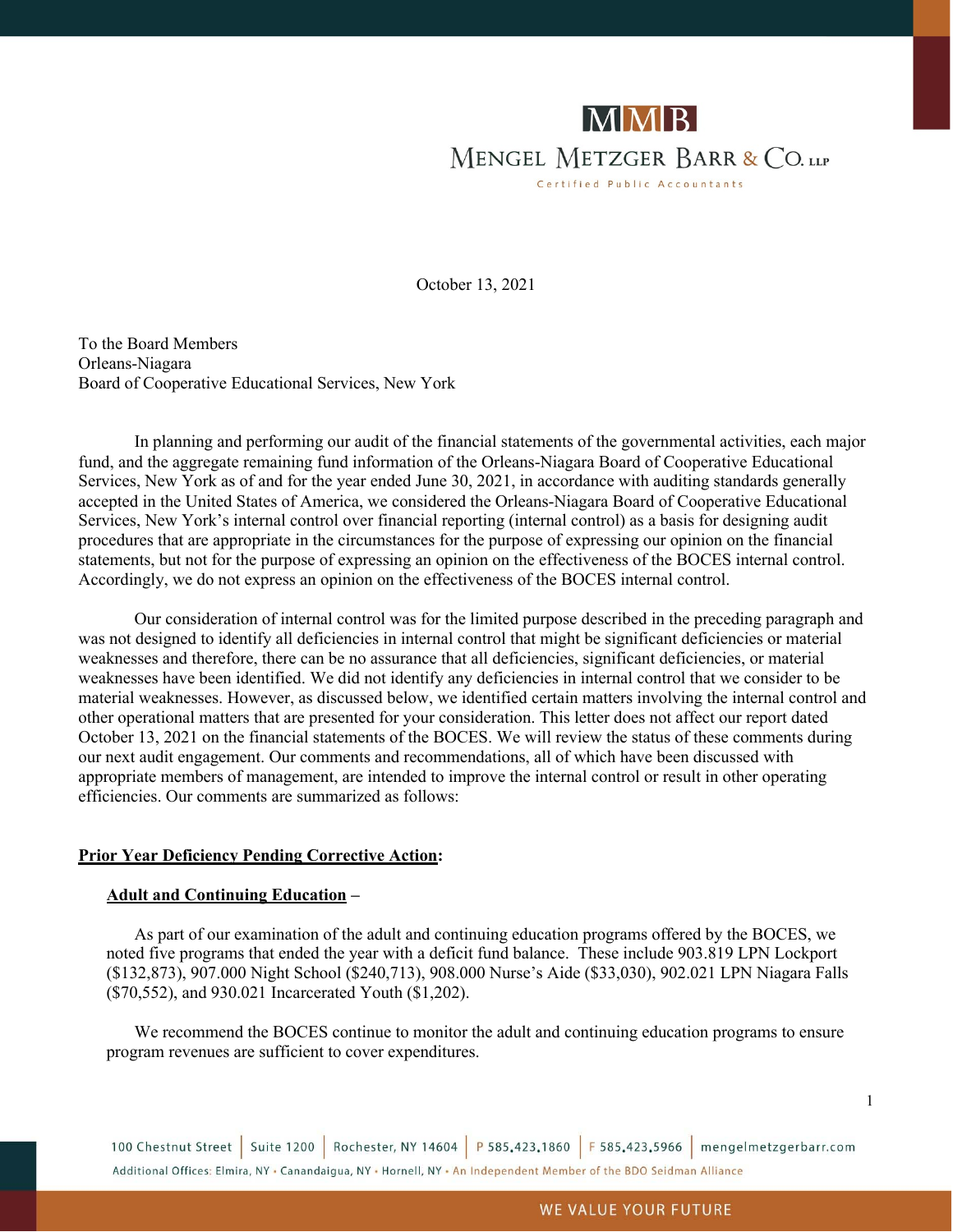MMB

MENGEL METZGER BARR & CO. LLP

Certified Public Accountants

October 13, 2021

To the Board Members
Orleans-Niagara
Board of Cooperative Educational Services, New York

In planning and performing our audit of the financial statements of the governmental activities, each major fund, and the aggregate remaining fund information of the Orleans-Niagara Board of Cooperative Educational Services, New York as of and for the year ended June 30, 2021, in accordance with auditing standards generally accepted in the United States of America, we considered the Orleans-Niagara Board of Cooperative Educational Services, New York's internal control over financial reporting (internal control) as a basis for designing audit procedures that are appropriate in the circumstances for the purpose of expressing our opinion on the financial statements, but not for the purpose of expressing an opinion on the effectiveness of the BOCES internal control. Accordingly, we do not express an opinion on the effectiveness of the BOCES internal control.

Our consideration of internal control was for the limited purpose described in the preceding paragraph and was not designed to identify all deficiencies in internal control that might be significant deficiencies or material weaknesses and therefore, there can be no assurance that all deficiencies, significant deficiencies, or material weaknesses have been identified. We did not identify any deficiencies in internal control that we consider to be material weaknesses. However, as discussed below, we identified certain matters involving the internal control and other operational matters that are presented for your consideration. This letter does not affect our report dated October 13, 2021 on the financial statements of the BOCES. We will review the status of these comments during our next audit engagement. Our comments and recommendations, all of which have been discussed with appropriate members of management, are intended to improve the internal control or result in other operating efficiencies. Our comments are summarized as follows:

**Prior Year Deficiency Pending Corrective Action:**

**Adult and Continuing Education** –

As part of our examination of the adult and continuing education programs offered by the BOCES, we noted five programs that ended the year with a deficit fund balance. These include 903.819 LPN Lockport ($132,873), 907.000 Night School ($240,713), 908.000 Nurse's Aide ($33,030), 902.021 LPN Niagara Falls ($70,552), and 930.021 Incarcerated Youth ($1,202).

We recommend the BOCES continue to monitor the adult and continuing education programs to ensure program revenues are sufficient to cover expenditures.

100 Chestnut Street | Suite 1200 | Rochester, NY 14604 | P 585.423.1860 | F 585.423.5966 | mengelmetzgerbarr.com
Additional Offices: Elmira, NY • Canandaigua, NY • Hornell, NY • An Independent Member of the BDO Seidman Alliance

WE VALUE YOUR FUTURE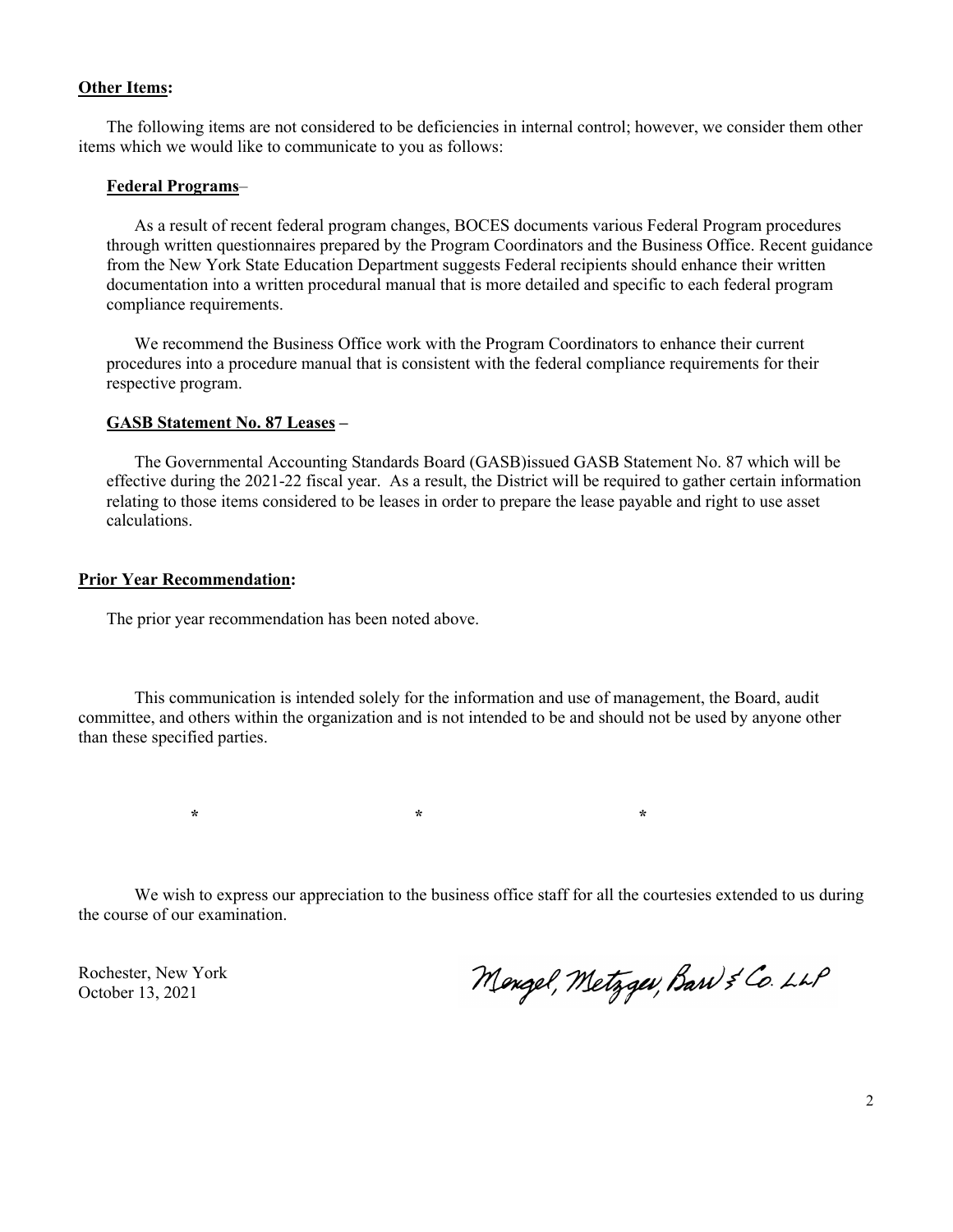**Other Items:**

The following items are not considered to be deficiencies in internal control; however, we consider them other items which we would like to communicate to you as follows:

**Federal Programs**–

As a result of recent federal program changes, BOCES documents various Federal Program procedures through written questionnaires prepared by the Program Coordinators and the Business Office. Recent guidance from the New York State Education Department suggests Federal recipients should enhance their written documentation into a written procedural manual that is more detailed and specific to each federal program compliance requirements.

We recommend the Business Office work with the Program Coordinators to enhance their current procedures into a procedure manual that is consistent with the federal compliance requirements for their respective program.

**GASB Statement No. 87 Leases** –

The Governmental Accounting Standards Board (GASB)issued GASB Statement No. 87 which will be effective during the 2021-22 fiscal year. As a result, the District will be required to gather certain information relating to those items considered to be leases in order to prepare the lease payable and right to use asset calculations.

**Prior Year Recommendation:**

The prior year recommendation has been noted above.

This communication is intended solely for the information and use of management, the Board, audit committee, and others within the organization and is not intended to be and should not be used by anyone other than these specified parties.

\* \* \*

We wish to express our appreciation to the business office staff for all the courtesies extended to us during the course of our examination.

Rochester, New York
October 13, 2021

Mengel, Metzger, Barr & Co. LLP